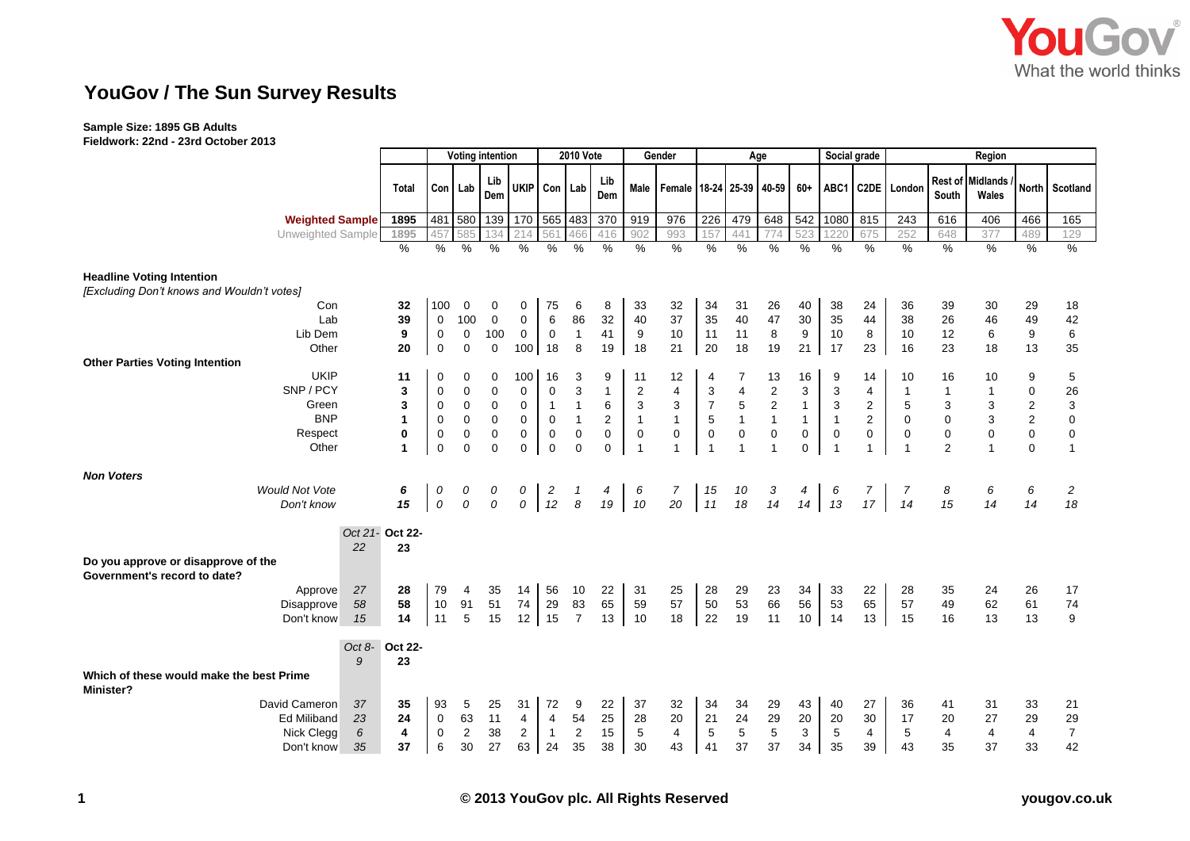# YouGov / The Sun Survey Results

**Sample Size: 1895 GB Adults**
**Fieldwork: 22nd - 23rd October 2013**

| | | Total | Voting intention | | | | 2010 Vote | | | Gender | | Age | | | | Social grade | | Region | | | | |
|---|---|---|---|---|---|---|---|---|---|---|---|---|---|---|---|---|---|---|---|---|---|---|
| | | | Con | Lab | Lib Dem | UKIP | Con | Lab | Lib Dem | Male | Female | 18-24 | 25-39 | 40-59 | 60+ | ABC1 | C2DE | London | Rest of South | Midlands / Wales | North | Scotland |
| **Weighted Sample** | | 1895 | 481 | 580 | 139 | 170 | 565 | 483 | 370 | 919 | 976 | 226 | 479 | 648 | 542 | 1080 | 815 | 243 | 616 | 406 | 466 | 165 |
| Unweighted Sample | | 1895 | 457 | 585 | 134 | 214 | 561 | 466 | 416 | 902 | 993 | 157 | 441 | 774 | 523 | 1220 | 675 | 252 | 648 | 377 | 489 | 129 |
| | | % | % | % | % | % | % | % | % | % | % | % | % | % | % | % | % | % | % | % | % | % |
| **Headline Voting Intention** | | | | | | | | | | | | | | | | | | | | | | |
| *[Excluding Don't knows and Wouldn't votes]* | | | | | | | | | | | | | | | | | | | | | | |
| Con | | 32 | 100 | 0 | 0 | 0 | 75 | 6 | 8 | 33 | 32 | 34 | 31 | 26 | 40 | 38 | 24 | 36 | 39 | 30 | 29 | 18 |
| Lab | | 39 | 0 | 100 | 0 | 0 | 6 | 86 | 32 | 40 | 37 | 35 | 40 | 47 | 30 | 35 | 44 | 38 | 26 | 46 | 49 | 42 |
| Lib Dem | | 9 | 0 | 0 | 100 | 0 | 0 | 1 | 41 | 9 | 10 | 11 | 11 | 8 | 9 | 10 | 8 | 10 | 12 | 6 | 9 | 6 |
| Other | | 20 | 0 | 0 | 0 | 100 | 18 | 8 | 19 | 18 | 21 | 20 | 18 | 19 | 21 | 17 | 23 | 16 | 23 | 18 | 13 | 35 |
| **Other Parties Voting Intention** | | | | | | | | | | | | | | | | | | | | | | |
| UKIP | | 11 | 0 | 0 | 0 | 100 | 16 | 3 | 9 | 11 | 12 | 4 | 7 | 13 | 16 | 9 | 14 | 10 | 16 | 10 | 9 | 5 |
| SNP / PCY | | 3 | 0 | 0 | 0 | 0 | 0 | 3 | 1 | 2 | 4 | 3 | 4 | 2 | 3 | 3 | 4 | 1 | 1 | 1 | 0 | 26 |
| Green | | 3 | 0 | 0 | 0 | 0 | 1 | 1 | 6 | 3 | 3 | 7 | 5 | 2 | 1 | 3 | 2 | 5 | 3 | 3 | 2 | 3 |
| BNP | | 1 | 0 | 0 | 0 | 0 | 0 | 1 | 2 | 1 | 1 | 5 | 1 | 1 | 1 | 1 | 2 | 0 | 0 | 3 | 2 | 0 |
| Respect | | 0 | 0 | 0 | 0 | 0 | 0 | 0 | 0 | 0 | 0 | 0 | 0 | 0 | 0 | 0 | 0 | 0 | 0 | 0 | 0 | 0 |
| Other | | 1 | 0 | 0 | 0 | 0 | 0 | 0 | 0 | 1 | 1 | 1 | 1 | 1 | 0 | 1 | 1 | 1 | 2 | 1 | 0 | 1 |
| ***Non Voters*** | | | | | | | | | | | | | | | | | | | | | | |
| *Would Not Vote* | | *6* | *0* | *0* | *0* | *0* | *2* | *1* | *4* | *6* | *7* | *15* | *10* | *3* | *4* | *6* | *7* | *7* | *8* | *6* | *6* | *2* |
| *Don't know* | | *15* | *0* | *0* | *0* | *0* | *12* | *8* | *19* | *10* | *20* | *11* | *18* | *14* | *14* | *13* | *17* | *14* | *15* | *14* | *14* | *18* |
| | *Oct 21-22* | **Oct 22-23** | | | | | | | | | | | | | | | | | | | | |
| **Do you approve or disapprove of the Government's record to date?** | | | | | | | | | | | | | | | | | | | | | | |
| Approve | *27* | 28 | 79 | 4 | 35 | 14 | 56 | 10 | 22 | 31 | 25 | 28 | 29 | 23 | 34 | 33 | 22 | 28 | 35 | 24 | 26 | 17 |
| Disapprove | *58* | 58 | 10 | 91 | 51 | 74 | 29 | 83 | 65 | 59 | 57 | 50 | 53 | 66 | 56 | 53 | 65 | 57 | 49 | 62 | 61 | 74 |
| Don't know | *15* | 14 | 11 | 5 | 15 | 12 | 15 | 7 | 13 | 10 | 18 | 22 | 19 | 11 | 10 | 14 | 13 | 15 | 16 | 13 | 13 | 9 |
| | *Oct 8-9* | **Oct 22-23** | | | | | | | | | | | | | | | | | | | | |
| **Which of these would make the best Prime Minister?** | | | | | | | | | | | | | | | | | | | | | | |
| David Cameron | *37* | 35 | 93 | 5 | 25 | 31 | 72 | 9 | 22 | 37 | 32 | 34 | 34 | 29 | 43 | 40 | 27 | 36 | 41 | 31 | 33 | 21 |
| Ed Miliband | *23* | 24 | 0 | 63 | 11 | 4 | 4 | 54 | 25 | 28 | 20 | 21 | 24 | 29 | 20 | 20 | 30 | 17 | 20 | 27 | 29 | 29 |
| Nick Clegg | *6* | 4 | 0 | 2 | 38 | 2 | 1 | 2 | 15 | 5 | 4 | 5 | 5 | 5 | 3 | 5 | 4 | 5 | 4 | 4 | 4 | 7 |
| Don't know | *35* | 37 | 6 | 30 | 27 | 63 | 24 | 35 | 38 | 30 | 43 | 41 | 37 | 37 | 34 | 35 | 39 | 43 | 35 | 37 | 33 | 42 |

© 2013 YouGov plc. All Rights Reserved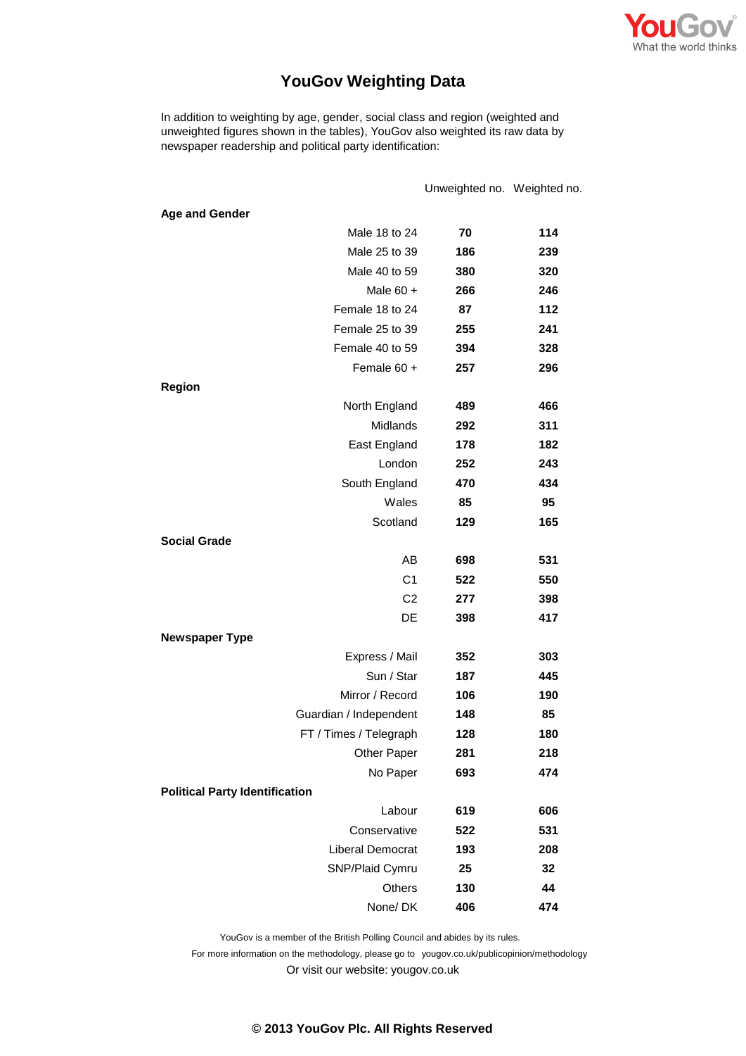# YouGov Weighting Data

In addition to weighting by age, gender, social class and region (weighted and unweighted figures shown in the tables), YouGov also weighted its raw data by newspaper readership and political party identification:

| | | Unweighted no. | Weighted no. |
|---|---|---|---|
| **Age and Gender** | | | |
| | Male 18 to 24 | **70** | **114** |
| | Male 25 to 39 | **186** | **239** |
| | Male 40 to 59 | **380** | **320** |
| | Male 60 + | **266** | **246** |
| | Female 18 to 24 | **87** | **112** |
| | Female 25 to 39 | **255** | **241** |
| | Female 40 to 59 | **394** | **328** |
| | Female 60 + | **257** | **296** |
| **Region** | | | |
| | North England | **489** | **466** |
| | Midlands | **292** | **311** |
| | East England | **178** | **182** |
| | London | **252** | **243** |
| | South England | **470** | **434** |
| | Wales | **85** | **95** |
| | Scotland | **129** | **165** |
| **Social Grade** | | | |
| | AB | **698** | **531** |
| | C1 | **522** | **550** |
| | C2 | **277** | **398** |
| | DE | **398** | **417** |
| **Newspaper Type** | | | |
| | Express / Mail | **352** | **303** |
| | Sun / Star | **187** | **445** |
| | Mirror / Record | **106** | **190** |
| | Guardian / Independent | **148** | **85** |
| | FT / Times / Telegraph | **128** | **180** |
| | Other Paper | **281** | **218** |
| | No Paper | **693** | **474** |
| **Political Party Identification** | | | |
| | Labour | **619** | **606** |
| | Conservative | **522** | **531** |
| | Liberal Democrat | **193** | **208** |
| | SNP/Plaid Cymru | **25** | **32** |
| | Others | **130** | **44** |
| | None/ DK | **406** | **474** |

YouGov is a member of the British Polling Council and abides by its rules.

For more information on the methodology, please go to yougov.co.uk/publicopinion/methodology

Or visit our website: yougov.co.uk

**© 2013 YouGov Plc. All Rights Reserved**